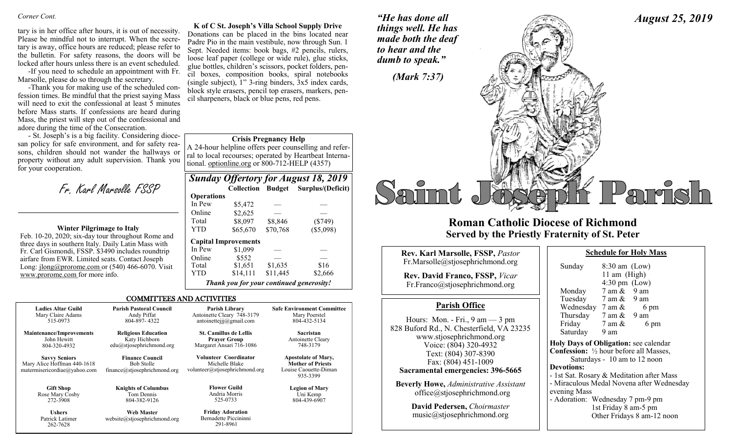*Corner Cont.*

tary is in her office after hours, it is out of necessity. Please be mindful not to interrupt. When the secretary is away, office hours are reduced; please refer to the bulletin. For safety reasons, the doors will be locked after hours unless there is an event scheduled.

-If you need to schedule an appointment with Fr. Marsolle, please do so through the secretary.

-Thank you for making use of the scheduled confession times. Be mindful that the priest saying Mass will need to exit the confessional at least 5 minutes before Mass starts. If confessions are heard during Mass, the priest will step out of the confessional and adore during the time of the Consecration.

- St. Joseph's is a big facility. Considering diocesan policy for safe environment, and for safety reasons, children should not wander the hallways or property without any adult supervision. Thank you for your cooperation.

Fr. Karl Marsolle FSSP

**Winter Pilgrimage to Italy**

Feb. 10-20, 2020; six-day tour throughout Rome and three days in southern Italy. Daily Latin Mass with Fr. Carl Gismondi, FSSP. $3490 includes roundtrip airfare from EWR. Limited seats. Contact Joseph Long: jlong@prorome.com or (540) 466-6070. Visit www.prorome.com for more info.

**K of C St. Joseph's Villa School Supply Drive**

Donations can be placed in the bins located near Padre Pio in the main vestibule, now through Sun. 1 Sept. Needed items: book bags, #2 pencils, rulers, loose leaf paper (college or wide rule), glue sticks, glue bottles, children's scissors, pocket folders, pencil boxes, composition books, spiral notebooks (single subject), 1" 3-ring binders, 3x5 index cards, block style erasers, pencil top erasers, markers, pencil sharpeners, black or blue pens, red pens.

**Crisis Pregnancy Help**

A 24-hour helpline offers peer counselling and referral to local recourses; operated by Heartbeat International. optionline.org or 800-712-HELP (4357)

### *Sunday Offertory for August 18, 2019*

| | Collection | Budget | Surplus/(Deficit) |
|---|---|---|---|
| **Operations** | | | |
| In Pew | $5,472 | — | — |
| Online | $2,625 | — | — |
| Total | $8,097 | $8,846 | ($749) |
| YTD | $65,670 | $70,768 | ($5,098) |
| **Capital Improvements** | | | |
| In Pew | $1,099 | — | — |
| Online | $552 | — | — |
| Total | $1,651 | $1,635 | $16 |
| YTD | $14,111 | $11,445 | $2,666 |

*Thank you for your continued generosity!*

## COMMITTEES AND ACTIVITIES

| | | | |
|---|---|---|---|
| **Ladies Altar Guild**<br>Mary Claire Adams<br>515-0973 | **Parish Pastoral Council**<br>Andy Piffat<br>804-897- 4322 | **Parish Library**<br>Antoinette Cleary 748-3179<br>antoinettejjj@gmail.com | **Safe Environment Committee**<br>Mary Poerstel<br>804-432-5134 |
| **Maintenance/Improvements**<br>John Hewitt<br>804-320-4932 | **Religious Education**<br>Katy Hichborn<br>edu@stjosephrichmond.org | **St. Camillus de Lellis Prayer Group**<br>Margaret Ansari 716-1086 | **Sacristan**<br>Antoinette Cleary<br>748-3179 |
| **Savvy Seniors**<br>Mary Alice Hoffman 440-1618<br>matermisericordiae@yahoo.com | **Finance Council**<br>Bob Stolle<br>finance@stjosephrichmond.org | **Volunteer Coordinator**<br>Michelle Blake<br>volunteer@stjosephrichmond.org | **Apostolate of Mary, Mother of Priests**<br>Louise Caouette-Diman<br>935-3399 |
| **Gift Shop**<br>Rose Mary Cosby<br>272-3908 | **Knights of Columbus**<br>Tom Dennis<br>804-382-9126 | **Flower Guild**<br>Andria Morris<br>525-0733 | **Legion of Mary**<br>Uni Kemp<br>804-439-6907 |
| **Ushers**<br>Patrick Latimer<br>262-7628 | **Web Master**<br>website@stjosephrichmond.org | **Friday Adoration**<br>Bernadette Piccininni<br>291-8961 | |

*"He has done all things well. He has made both the deaf to hear and the dumb to speak."*

*(Mark 7:37)*

*August 25, 2019*

# Saint Joseph Parish

## Roman Catholic Diocese of Richmond
## Served by the Priestly Fraternity of St. Peter

**Rev. Karl Marsolle, FSSP,** *Pastor*
Fr.Marsolle@stjosephrichmond.org

**Rev. David Franco, FSSP,** *Vicar*
Fr.Franco@stjosephrichmond.org

### Parish Office

Hours: Mon. - Fri., 9 am — 3 pm
828 Buford Rd., N. Chesterfield, VA 23235
www.stjosephrichmond.org
Voice: (804) 320-4932
Text: (804) 307-8390
Fax: (804) 451-1009
**Sacramental emergencies: 396-5665**

**Beverly Howe,** *Administrative Assistant*
office@stjosephrichmond.org

**David Pedersen,** *Choirmaster*
music@stjosephrichmond.org

### Schedule for Holy Mass

| | |
|---|---|
| Sunday | 8:30 am (Low)<br>11 am (High)<br>4:30 pm (Low) |
| Monday | 7 am & 9 am |
| Tuesday | 7 am & 9 am |
| Wednesday | 7 am & 6 pm |
| Thursday | 7 am & 9 am |
| Friday | 7 am & 6 pm |
| Saturday | 9 am |

**Holy Days of Obligation:** see calendar
**Confession:** ½ hour before all Masses, Saturdays - 10 am to 12 noon
**Devotions:**
- 1st Sat. Rosary & Meditation after Mass
- Miraculous Medal Novena after Wednesday evening Mass
- Adoration: Wednesday 7 pm-9 pm
  1st Friday 8 am-5 pm
  Other Fridays 8 am-12 noon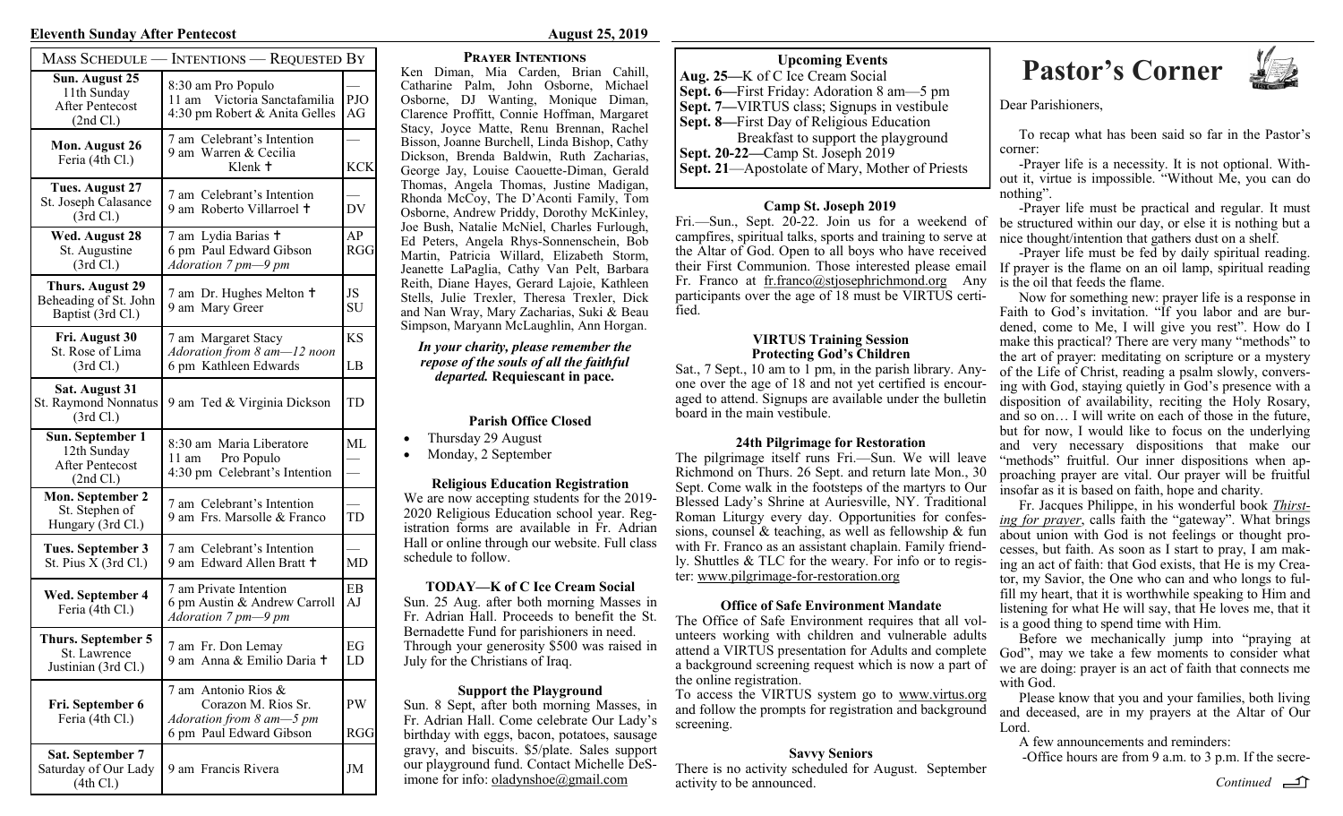## Mass Schedule — Intentions — Requested By

| Mass Schedule | Intentions | Requested By |
|---|---|---|
| **Sun. August 25** 11th Sunday After Pentecost (2nd Cl.) | 8:30 am Pro Populo<br>11 am Victoria Sanctafamilia<br>4:30 pm Robert & Anita Gelles | —<br>PJO<br>AG |
| **Mon. August 26** Feria (4th Cl.) | 7 am Celebrant's Intention<br>9 am Warren & Cecilia Klenk ✝ | —<br>KCK |
| **Tues. August 27** St. Joseph Calasance (3rd Cl.) | 7 am Celebrant's Intention<br>9 am Roberto Villarroel ✝ | —<br>DV |
| **Wed. August 28** St. Augustine (3rd Cl.) | 7 am Lydia Barias ✝<br>6 pm Paul Edward Gibson<br>*Adoration 7 pm—9 pm* | AP<br>RGG |
| **Thurs. August 29** Beheading of St. John Baptist (3rd Cl.) | 7 am Dr. Hughes Melton ✝<br>9 am Mary Greer | JS<br>SU |
| **Fri. August 30** St. Rose of Lima (3rd Cl.) | 7 am Margaret Stacy<br>*Adoration from 8 am—12 noon*<br>6 pm Kathleen Edwards | KS<br>LB |
| **Sat. August 31** St. Raymond Nonnatus (3rd Cl.) | 9 am Ted & Virginia Dickson | TD |
| **Sun. September 1** 12th Sunday After Pentecost (2nd Cl.) | 8:30 am Maria Liberatore<br>11 am Pro Populo<br>4:30 pm Celebrant's Intention | ML<br>—<br>— |
| **Mon. September 2** St. Stephen of Hungary (3rd Cl.) | 7 am Celebrant's Intention<br>9 am Frs. Marsolle & Franco | —<br>TD |
| **Tues. September 3** St. Pius X (3rd Cl.) | 7 am Celebrant's Intention<br>9 am Edward Allen Bratt ✝ | —<br>MD |
| **Wed. September 4** Feria (4th Cl.) | 7 am Private Intention<br>6 pm Austin & Andrew Carroll<br>*Adoration 7 pm—9 pm* | EB<br>AJ |
| **Thurs. September 5** St. Lawrence Justinian (3rd Cl.) | 7 am Fr. Don Lemay<br>9 am Anna & Emilio Daria ✝ | EG<br>LD |
| **Fri. September 6** Feria (4th Cl.) | 7 am Antonio Rios & Corazon M. Rios Sr.<br>*Adoration from 8 am—5 pm*<br>6 pm Paul Edward Gibson | PW<br>RGG |
| **Sat. September 7** Saturday of Our Lady (4th Cl.) | 9 am Francis Rivera | JM |

### Prayer Intentions

Ken Diman, Mia Carden, Brian Cahill, Catharine Palm, John Osborne, Michael Osborne, DJ Wanting, Monique Diman, Clarence Proffitt, Connie Hoffman, Margaret Stacy, Joyce Matte, Renu Brennan, Rachel Bisson, Joanne Burchell, Linda Bishop, Cathy Dickson, Brenda Baldwin, Ruth Zacharias, George Jay, Louise Caouette-Diman, Gerald Thomas, Angela Thomas, Justine Madigan, Rhonda McCoy, The D'Aconti Family, Tom Osborne, Andrew Priddy, Dorothy McKinley, Joe Bush, Natalie McNiel, Charles Furlough, Ed Peters, Angela Rhys-Sonnenschein, Bob Martin, Patricia Willard, Elizabeth Storm, Jeanette LaPaglia, Cathy Van Pelt, Barbara Reith, Diane Hayes, Gerard Lajoie, Kathleen Stells, Julie Trexler, Theresa Trexler, Dick and Nan Wray, Mary Zacharias, Suki & Beau Simpson, Maryann McLaughlin, Ann Horgan.

***In your charity, please remember the repose of the souls of all the faithful departed.*** **Requiescant in pace.**

### Parish Office Closed

- Thursday 29 August
- Monday, 2 September

### Religious Education Registration

We are now accepting students for the 2019-2020 Religious Education school year. Registration forms are available in Fr. Adrian Hall or online through our website. Full class schedule to follow.

### TODAY—K of C Ice Cream Social

Sun. 25 Aug. after both morning Masses in Fr. Adrian Hall. Proceeds to benefit the St. Bernadette Fund for parishioners in need. Through your generosity $500 was raised in July for the Christians of Iraq.

### Support the Playground

Sun. 8 Sept, after both morning Masses, in Fr. Adrian Hall. Come celebrate Our Lady's birthday with eggs, bacon, potatoes, sausage gravy, and biscuits. $5/plate. Sales support our playground fund. Contact Michelle DeSimone for info: oladynshoe@gmail.com

### Upcoming Events

**Aug. 25—**K of C Ice Cream Social
**Sept. 6—**First Friday: Adoration 8 am—5 pm
**Sept. 7—**VIRTUS class; Signups in vestibule
**Sept. 8—**First Day of Religious Education
Breakfast to support the playground
**Sept. 20-22—**Camp St. Joseph 2019
**Sept. 21**—Apostolate of Mary, Mother of Priests

### Camp St. Joseph 2019

Fri.—Sun., Sept. 20-22. Join us for a weekend of campfires, spiritual talks, sports and training to serve at the Altar of God. Open to all boys who have received their First Communion. Those interested please email Fr. Franco at fr.franco@stjosephrichmond.org Any participants over the age of 18 must be VIRTUS certified.

### VIRTUS Training Session
### Protecting God's Children

Sat., 7 Sept., 10 am to 1 pm, in the parish library. Anyone over the age of 18 and not yet certified is encouraged to attend. Signups are available under the bulletin board in the main vestibule.

### 24th Pilgrimage for Restoration

The pilgrimage itself runs Fri.—Sun. We will leave Richmond on Thurs. 26 Sept. and return late Mon., 30 Sept. Come walk in the footsteps of the martyrs to Our Blessed Lady's Shrine at Auriesville, NY. Traditional Roman Liturgy every day. Opportunities for confessions, counsel & teaching, as well as fellowship & fun with Fr. Franco as an assistant chaplain. Family friendly. Shuttles & TLC for the weary. For info or to register: www.pilgrimage-for-restoration.org

### Office of Safe Environment Mandate

The Office of Safe Environment requires that all volunteers working with children and vulnerable adults attend a VIRTUS presentation for Adults and complete a background screening request which is now a part of the online registration.

To access the VIRTUS system go to www.virtus.org and follow the prompts for registration and background screening.

### Savvy Seniors

There is no activity scheduled for August. September activity to be announced.

# Pastor's Corner

Dear Parishioners,

To recap what has been said so far in the Pastor's corner:

-Prayer life is a necessity. It is not optional. Without it, virtue is impossible. "Without Me, you can do nothing".

-Prayer life must be practical and regular. It must be structured within our day, or else it is nothing but a nice thought/intention that gathers dust on a shelf.

-Prayer life must be fed by daily spiritual reading. If prayer is the flame on an oil lamp, spiritual reading is the oil that feeds the flame.

Now for something new: prayer life is a response in Faith to God's invitation. "If you labor and are burdened, come to Me, I will give you rest". How do I make this practical? There are very many "methods" to the art of prayer: meditating on scripture or a mystery of the Life of Christ, reading a psalm slowly, conversing with God, staying quietly in God's presence with a disposition of availability, reciting the Holy Rosary, and so on… I will write on each of those in the future, but for now, I would like to focus on the underlying and very necessary dispositions that make our "methods" fruitful. Our inner dispositions when approaching prayer are vital. Our prayer will be fruitful insofar as it is based on faith, hope and charity.

Fr. Jacques Philippe, in his wonderful book *Thirsting for prayer*, calls faith the "gateway". What brings about union with God is not feelings or thought processes, but faith. As soon as I start to pray, I am making an act of faith: that God exists, that He is my Creator, my Savior, the One who can and who longs to fulfill my heart, that it is worthwhile speaking to Him and listening for what He will say, that He loves me, that it is a good thing to spend time with Him.

Before we mechanically jump into "praying at God", may we take a few moments to consider what we are doing: prayer is an act of faith that connects me with God.

Please know that you and your families, both living and deceased, are in my prayers at the Altar of Our Lord.

A few announcements and reminders:

-Office hours are from 9 a.m. to 3 p.m. If the secre-

*Continued*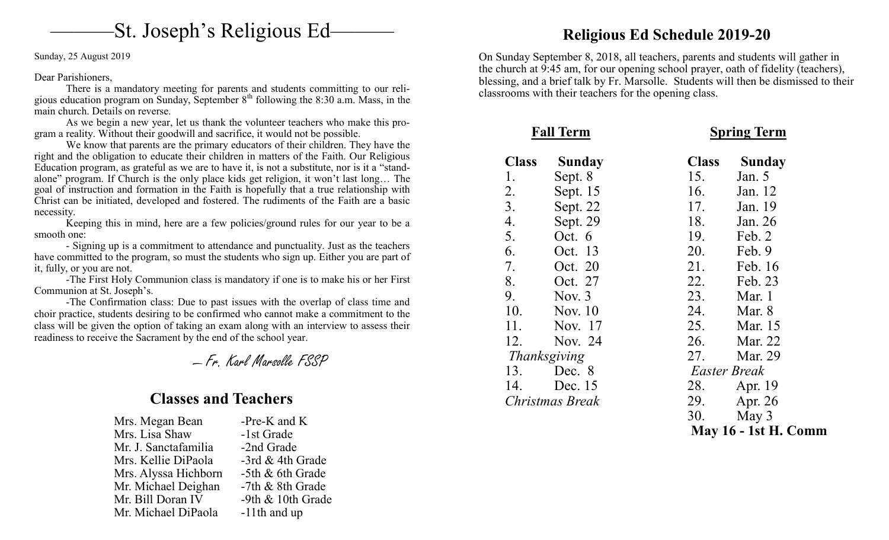# St. Joseph's Religious Ed

Sunday, 25 August 2019

Dear Parishioners,

There is a mandatory meeting for parents and students committing to our religious education program on Sunday, September 8th following the 8:30 a.m. Mass, in the main church. Details on reverse.

As we begin a new year, let us thank the volunteer teachers who make this program a reality. Without their goodwill and sacrifice, it would not be possible.

We know that parents are the primary educators of their children. They have the right and the obligation to educate their children in matters of the Faith. Our Religious Education program, as grateful as we are to have it, is not a substitute, nor is it a "stand-alone" program. If Church is the only place kids get religion, it won't last long… The goal of instruction and formation in the Faith is hopefully that a true relationship with Christ can be initiated, developed and fostered. The rudiments of the Faith are a basic necessity.

Keeping this in mind, here are a few policies/ground rules for our year to be a smooth one:

- Signing up is a commitment to attendance and punctuality. Just as the teachers have committed to the program, so must the students who sign up. Either you are part of it, fully, or you are not.

-The First Holy Communion class is mandatory if one is to make his or her First Communion at St. Joseph's.

-The Confirmation class: Due to past issues with the overlap of class time and choir practice, students desiring to be confirmed who cannot make a commitment to the class will be given the option of taking an exam along with an interview to assess their readiness to receive the Sacrament by the end of the school year.

*— Fr. Karl Marsolle FSSP*

## Classes and Teachers

| | |
|---|---|
| Mrs. Megan Bean | -Pre-K and K |
| Mrs. Lisa Shaw | -1st Grade |
| Mr. J. Sanctafamilia | -2nd Grade |
| Mrs. Kellie DiPaola | -3rd & 4th Grade |
| Mrs. Alyssa Hichborn | -5th & 6th Grade |
| Mr. Michael Deighan | -7th & 8th Grade |
| Mr. Bill Doran IV | -9th & 10th Grade |
| Mr. Michael DiPaola | -11th and up |

## Religious Ed Schedule 2019-20

On Sunday September 8, 2018, all teachers, parents and students will gather in the church at 9:45 am, for our opening school prayer, oath of fidelity (teachers), blessing, and a brief talk by Fr. Marsolle. Students will then be dismissed to their classrooms with their teachers for the opening class.

### Fall Term

| Class | Sunday |
|---|---|
| 1. | Sept. 8 |
| 2. | Sept. 15 |
| 3. | Sept. 22 |
| 4. | Sept. 29 |
| 5. | Oct. 6 |
| 6. | Oct. 13 |
| 7. | Oct. 20 |
| 8. | Oct. 27 |
| 9. | Nov. 3 |
| 10. | Nov. 10 |
| 11. | Nov. 17 |
| 12. | Nov. 24 |
| *Thanksgiving* | |
| 13. | Dec. 8 |
| 14. | Dec. 15 |
| *Christmas Break* | |

### Spring Term

| Class | Sunday |
|---|---|
| 15. | Jan. 5 |
| 16. | Jan. 12 |
| 17. | Jan. 19 |
| 18. | Jan. 26 |
| 19. | Feb. 2 |
| 20. | Feb. 9 |
| 21. | Feb. 16 |
| 22. | Feb. 23 |
| 23. | Mar. 1 |
| 24. | Mar. 8 |
| 25. | Mar. 15 |
| 26. | Mar. 22 |
| 27. | Mar. 29 |
| *Easter Break* | |
| 28. | Apr. 19 |
| 29. | Apr. 26 |
| 30. | May 3 |

**May 16 - 1st H. Comm**